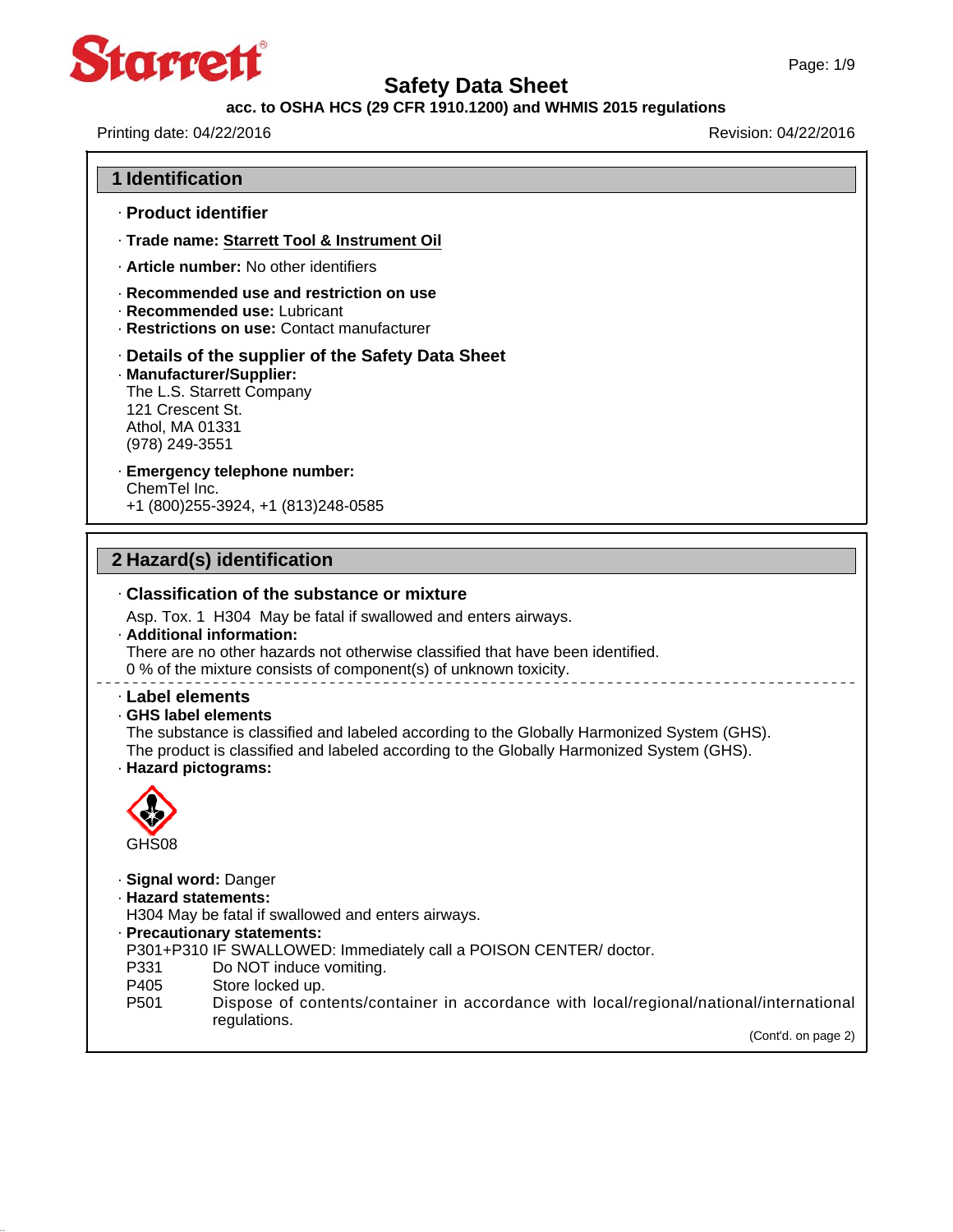# Safety Data Sheet

**acc. to OSHA HCS (29 CFR 1910.1200) and WHMIS 2015 regulations**

Printing date: 04/22/2016 Revision: 04/22/2016

## 1 Identification

· **Product identifier**

· **Trade name:** **Starrett Tool & Instrument Oil**

· **Article number:** No other identifiers

· **Recommended use and restriction on use**
· **Recommended use:** Lubricant
· **Restrictions on use:** Contact manufacturer

· **Details of the supplier of the Safety Data Sheet**
· **Manufacturer/Supplier:**
The L.S. Starrett Company
121 Crescent St.
Athol, MA 01331
(978) 249-3551

· **Emergency telephone number:**
ChemTel Inc.
+1 (800)255-3924, +1 (813)248-0585

## 2 Hazard(s) identification

· **Classification of the substance or mixture**

Asp. Tox. 1 H304 May be fatal if swallowed and enters airways.

· **Additional information:**
There are no other hazards not otherwise classified that have been identified.
0 % of the mixture consists of component(s) of unknown toxicity.

---

· **Label elements**
· **GHS label elements**
The substance is classified and labeled according to the Globally Harmonized System (GHS).
The product is classified and labeled according to the Globally Harmonized System (GHS).
· **Hazard pictograms:**

GHS08

· **Signal word:** Danger
· **Hazard statements:**
H304 May be fatal if swallowed and enters airways.
· **Precautionary statements:**
P301+P310 IF SWALLOWED: Immediately call a POISON CENTER/ doctor.
P331 Do NOT induce vomiting.
P405 Store locked up.
P501 Dispose of contents/container in accordance with local/regional/national/international regulations.

(Cont'd. on page 2)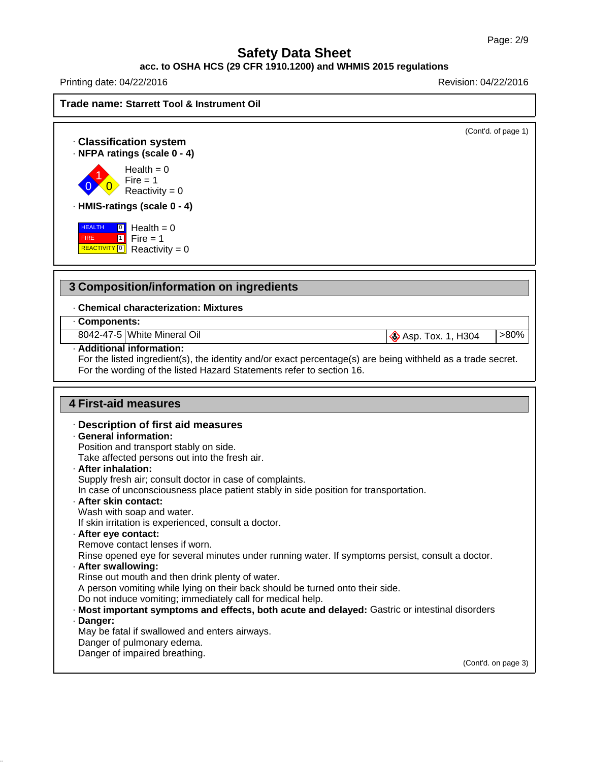Safety Data Sheet

acc. to OSHA HCS (29 CFR 1910.1200) and WHMIS 2015 regulations

Printing date: 04/22/2016 Revision: 04/22/2016

**Trade name: Starrett Tool & Instrument Oil**

(Cont'd. of page 1)

- **Classification system**
- **NFPA ratings (scale 0 - 4)**

Health = 0
Fire = 1
Reactivity = 0

- **HMIS-ratings (scale 0 - 4)**

| | | |
|---|---|---|
| HEALTH | 0 | Health = 0 |
| FIRE | 1 | Fire = 1 |
| REACTIVITY | 0 | Reactivity = 0 |

## 3 Composition/information on ingredients

- **Chemical characterization: Mixtures**
- **Components:**

| | | | |
|---|---|---|---|
| 8042-47-5 | White Mineral Oil | Asp. Tox. 1, H304 | >80% |

- **Additional information:**
  For the listed ingredient(s), the identity and/or exact percentage(s) are being withheld as a trade secret.
  For the wording of the listed Hazard Statements refer to section 16.

## 4 First-aid measures

- **Description of first aid measures**
- **General information:**
  Position and transport stably on side.
  Take affected persons out into the fresh air.
- **After inhalation:**
  Supply fresh air; consult doctor in case of complaints.
  In case of unconsciousness place patient stably in side position for transportation.
- **After skin contact:**
  Wash with soap and water.
  If skin irritation is experienced, consult a doctor.
- **After eye contact:**
  Remove contact lenses if worn.
  Rinse opened eye for several minutes under running water. If symptoms persist, consult a doctor.
- **After swallowing:**
  Rinse out mouth and then drink plenty of water.
  A person vomiting while lying on their back should be turned onto their side.
  Do not induce vomiting; immediately call for medical help.
- **Most important symptoms and effects, both acute and delayed:** Gastric or intestinal disorders
- **Danger:**
  May be fatal if swallowed and enters airways.
  Danger of pulmonary edema.
  Danger of impaired breathing.

(Cont'd. on page 3)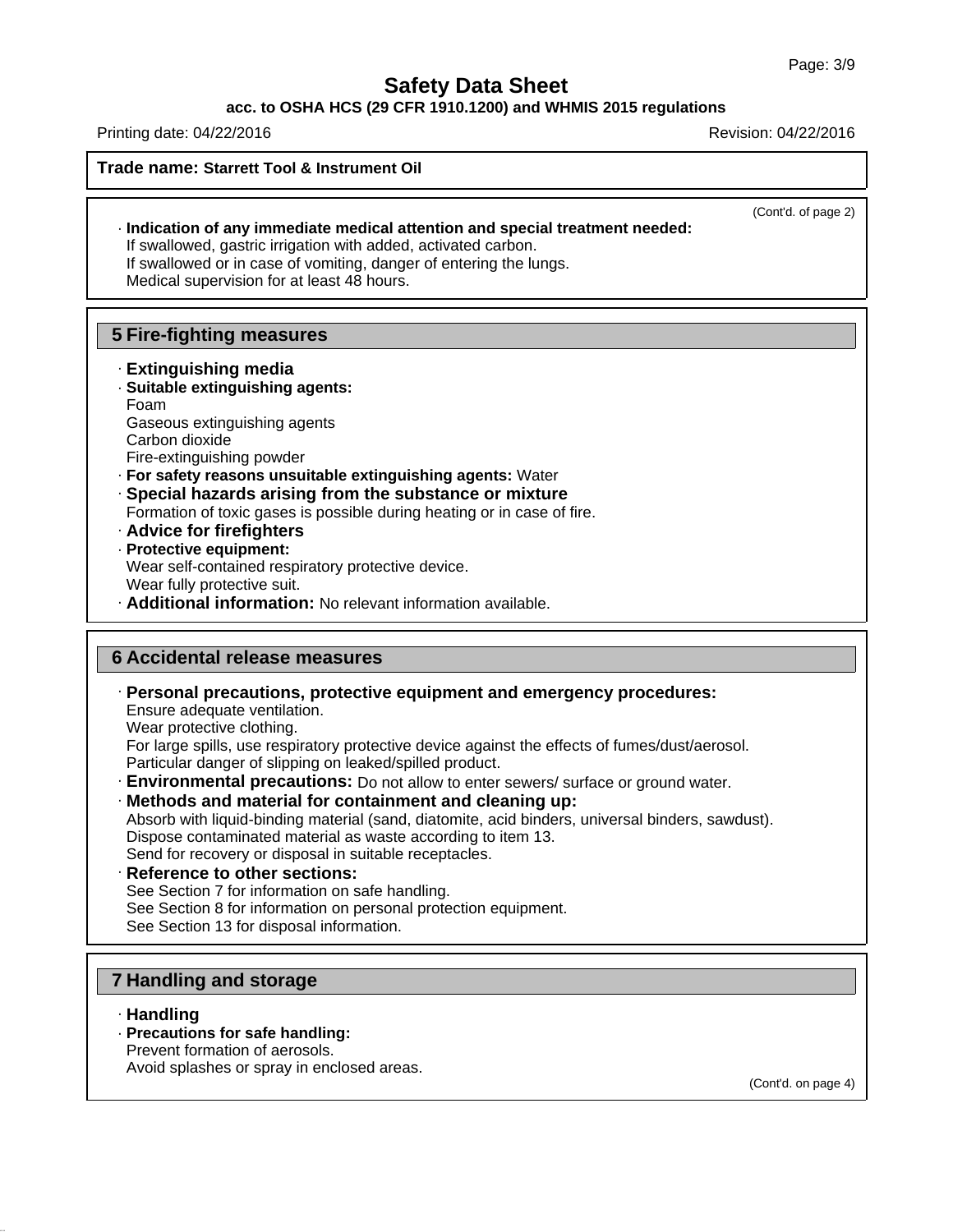(Cont'd. of page 2)

· **Indication of any immediate medical attention and special treatment needed:**
If swallowed, gastric irrigation with added, activated carbon.
If swallowed or in case of vomiting, danger of entering the lungs.
Medical supervision for at least 48 hours.

## 5 Fire-fighting measures

· **Extinguishing media**
· **Suitable extinguishing agents:**
Foam
Gaseous extinguishing agents
Carbon dioxide
Fire-extinguishing powder
· **For safety reasons unsuitable extinguishing agents:** Water
· **Special hazards arising from the substance or mixture**
Formation of toxic gases is possible during heating or in case of fire.
· **Advice for firefighters**
· **Protective equipment:**
Wear self-contained respiratory protective device.
Wear fully protective suit.
· **Additional information:** No relevant information available.

## 6 Accidental release measures

· **Personal precautions, protective equipment and emergency procedures:**
Ensure adequate ventilation.
Wear protective clothing.
For large spills, use respiratory protective device against the effects of fumes/dust/aerosol.
Particular danger of slipping on leaked/spilled product.
· **Environmental precautions:** Do not allow to enter sewers/ surface or ground water.
· **Methods and material for containment and cleaning up:**
Absorb with liquid-binding material (sand, diatomite, acid binders, universal binders, sawdust).
Dispose contaminated material as waste according to item 13.
Send for recovery or disposal in suitable receptacles.
· **Reference to other sections:**
See Section 7 for information on safe handling.
See Section 8 for information on personal protection equipment.
See Section 13 for disposal information.

## 7 Handling and storage

· **Handling**
· **Precautions for safe handling:**
Prevent formation of aerosols.
Avoid splashes or spray in enclosed areas.

(Cont'd. on page 4)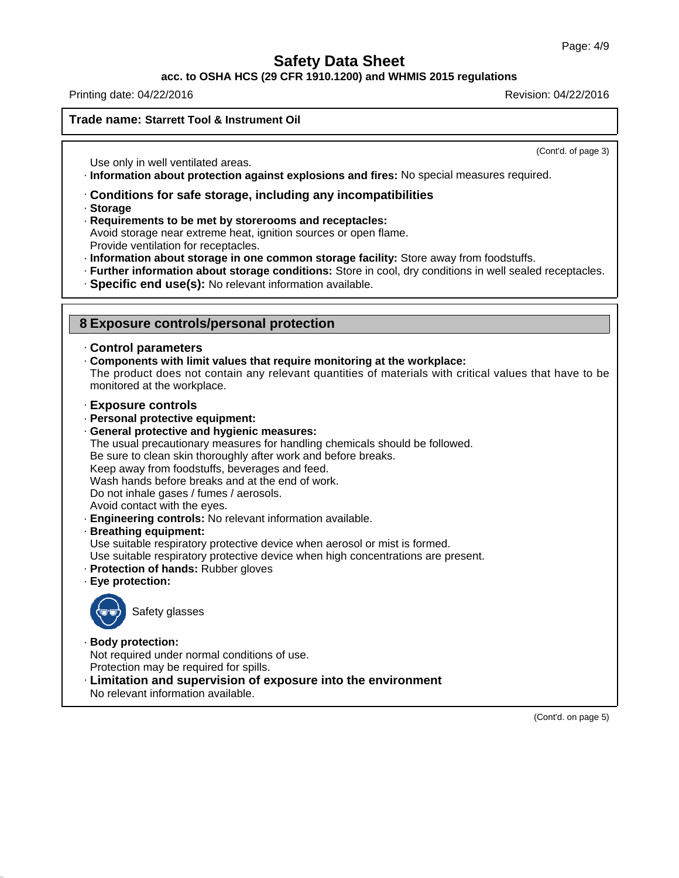**Trade name: Starrett Tool & Instrument Oil**

(Cont'd. of page 3)

Use only in well ventilated areas.

· **Information about protection against explosions and fires:** No special measures required.

· **Conditions for safe storage, including any incompatibilities**

· **Storage**

· **Requirements to be met by storerooms and receptacles:**
Avoid storage near extreme heat, ignition sources or open flame.
Provide ventilation for receptacles.

· **Information about storage in one common storage facility:** Store away from foodstuffs.

· **Further information about storage conditions:** Store in cool, dry conditions in well sealed receptacles.

· **Specific end use(s):** No relevant information available.

## 8 Exposure controls/personal protection

· **Control parameters**

· **Components with limit values that require monitoring at the workplace:**
The product does not contain any relevant quantities of materials with critical values that have to be monitored at the workplace.

· **Exposure controls**

· **Personal protective equipment:**

· **General protective and hygienic measures:**
The usual precautionary measures for handling chemicals should be followed.
Be sure to clean skin thoroughly after work and before breaks.
Keep away from foodstuffs, beverages and feed.
Wash hands before breaks and at the end of work.
Do not inhale gases / fumes / aerosols.
Avoid contact with the eyes.

· **Engineering controls:** No relevant information available.

· **Breathing equipment:**
Use suitable respiratory protective device when aerosol or mist is formed.
Use suitable respiratory protective device when high concentrations are present.

· **Protection of hands:** Rubber gloves

· **Eye protection:**

Safety glasses

· **Body protection:**
Not required under normal conditions of use.
Protection may be required for spills.

· **Limitation and supervision of exposure into the environment**
No relevant information available.

(Cont'd. on page 5)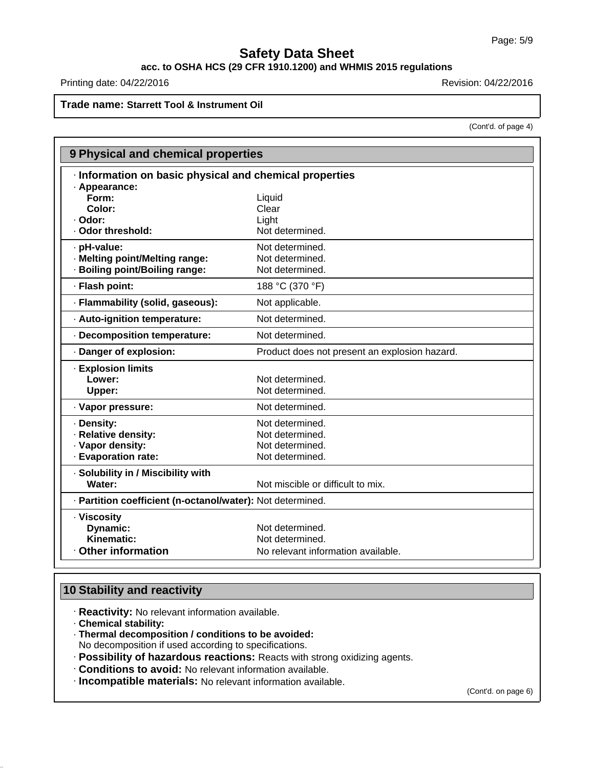# Safety Data Sheet

**acc. to OSHA HCS (29 CFR 1910.1200) and WHMIS 2015 regulations**

Printing date: 04/22/2016 Revision: 04/22/2016

**Trade name: Starrett Tool & Instrument Oil**

(Cont'd. of page 4)

## 9 Physical and chemical properties

· **Information on basic physical and chemical properties**

| | |
|---|---|
| · **Appearance:** | |
| **Form:** | Liquid |
| **Color:** | Clear |
| · **Odor:** | Light |
| · **Odor threshold:** | Not determined. |
| · **pH-value:** | Not determined. |
| · **Melting point/Melting range:** | Not determined. |
| · **Boiling point/Boiling range:** | Not determined. |
| · **Flash point:** | 188 °C (370 °F) |
| · **Flammability (solid, gaseous):** | Not applicable. |
| · **Auto-ignition temperature:** | Not determined. |
| · **Decomposition temperature:** | Not determined. |
| · **Danger of explosion:** | Product does not present an explosion hazard. |
| · **Explosion limits** | |
| **Lower:** | Not determined. |
| **Upper:** | Not determined. |
| · **Vapor pressure:** | Not determined. |
| · **Density:** | Not determined. |
| · **Relative density:** | Not determined. |
| · **Vapor density:** | Not determined. |
| · **Evaporation rate:** | Not determined. |
| · **Solubility in / Miscibility with** | |
| **Water:** | Not miscible or difficult to mix. |
| · **Partition coefficient (n-octanol/water):** | Not determined. |
| · **Viscosity** | |
| **Dynamic:** | Not determined. |
| **Kinematic:** | Not determined. |
| · **Other information** | No relevant information available. |

## 10 Stability and reactivity

· **Reactivity:** No relevant information available.

· **Chemical stability:**

· **Thermal decomposition / conditions to be avoided:**
No decomposition if used according to specifications.

· **Possibility of hazardous reactions:** Reacts with strong oxidizing agents.

· **Conditions to avoid:** No relevant information available.

· **Incompatible materials:** No relevant information available.

(Cont'd. on page 6)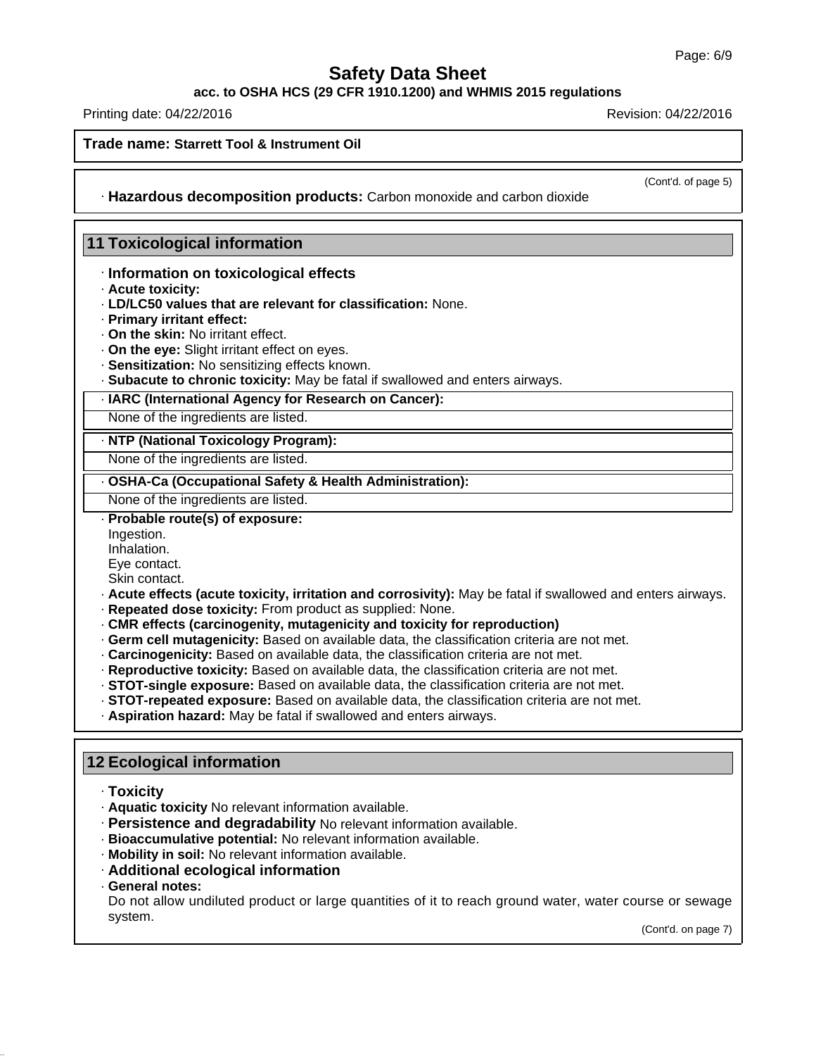(Cont'd. of page 5)

· **Hazardous decomposition products:** Carbon monoxide and carbon dioxide

## 11 Toxicological information

· **Information on toxicological effects**
· **Acute toxicity:**
· **LD/LC50 values that are relevant for classification:** None.
· **Primary irritant effect:**
· **On the skin:** No irritant effect.
· **On the eye:** Slight irritant effect on eyes.
· **Sensitization:** No sensitizing effects known.
· **Subacute to chronic toxicity:** May be fatal if swallowed and enters airways.

· **IARC (International Agency for Research on Cancer):**

None of the ingredients are listed.

· **NTP (National Toxicology Program):**

None of the ingredients are listed.

· **OSHA-Ca (Occupational Safety & Health Administration):**

None of the ingredients are listed.

· **Probable route(s) of exposure:**
Ingestion.
Inhalation.
Eye contact.
Skin contact.
· **Acute effects (acute toxicity, irritation and corrosivity):** May be fatal if swallowed and enters airways.
· **Repeated dose toxicity:** From product as supplied: None.
· **CMR effects (carcinogenity, mutagenicity and toxicity for reproduction)**
· **Germ cell mutagenicity:** Based on available data, the classification criteria are not met.
· **Carcinogenicity:** Based on available data, the classification criteria are not met.
· **Reproductive toxicity:** Based on available data, the classification criteria are not met.
· **STOT-single exposure:** Based on available data, the classification criteria are not met.
· **STOT-repeated exposure:** Based on available data, the classification criteria are not met.
· **Aspiration hazard:** May be fatal if swallowed and enters airways.

## 12 Ecological information

· **Toxicity**
· **Aquatic toxicity** No relevant information available.
· **Persistence and degradability** No relevant information available.
· **Bioaccumulative potential:** No relevant information available.
· **Mobility in soil:** No relevant information available.
· **Additional ecological information**
· **General notes:**
Do not allow undiluted product or large quantities of it to reach ground water, water course or sewage system.

(Cont'd. on page 7)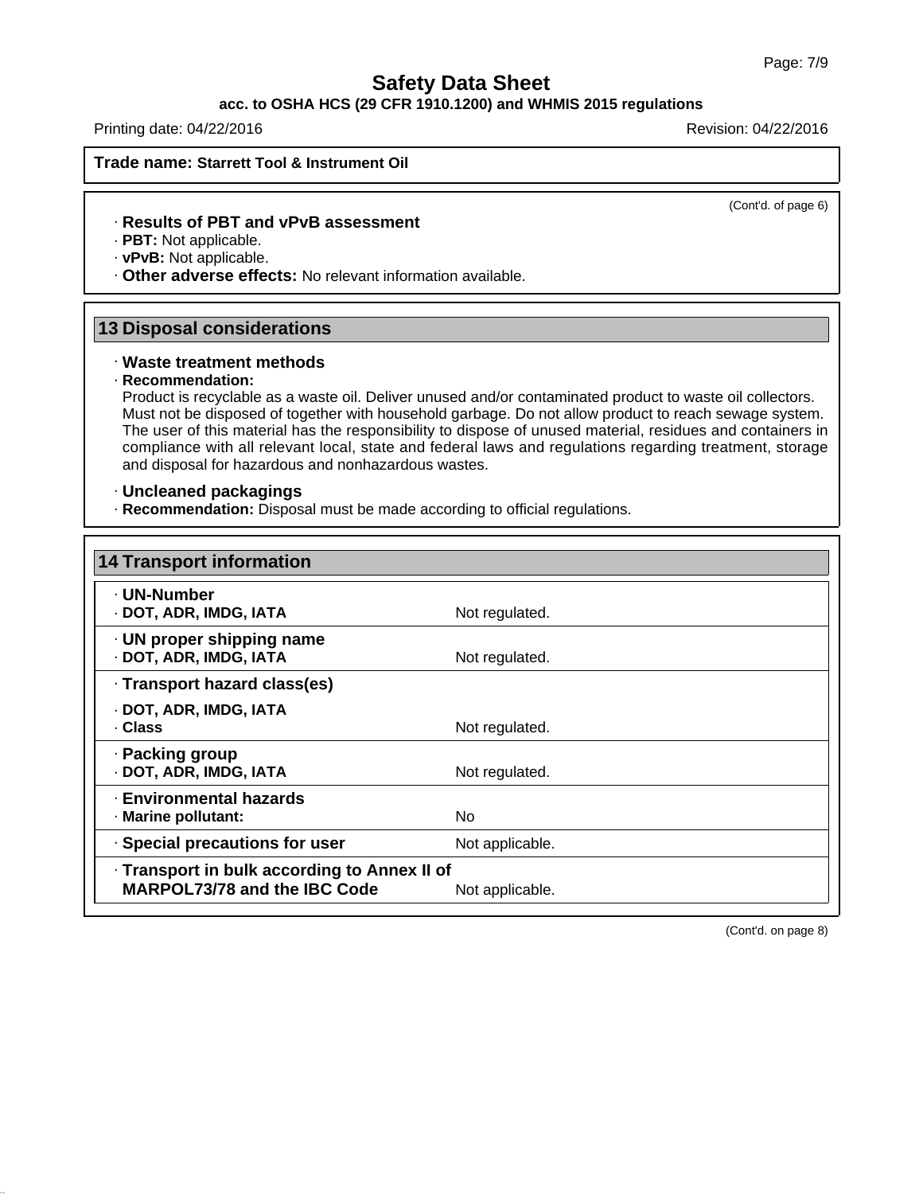(Cont'd. of page 6)

· **Results of PBT and vPvB assessment**
· **PBT:** Not applicable.
· **vPvB:** Not applicable.
· **Other adverse effects:** No relevant information available.

## 13 Disposal considerations

· **Waste treatment methods**
· **Recommendation:**
Product is recyclable as a waste oil. Deliver unused and/or contaminated product to waste oil collectors. Must not be disposed of together with household garbage. Do not allow product to reach sewage system. The user of this material has the responsibility to dispose of unused material, residues and containers in compliance with all relevant local, state and federal laws and regulations regarding treatment, storage and disposal for hazardous and nonhazardous wastes.

· **Uncleaned packagings**
· **Recommendation:** Disposal must be made according to official regulations.

## 14 Transport information

| | |
|---|---|
| · **UN-Number** | |
| · **DOT, ADR, IMDG, IATA** | Not regulated. |
| · **UN proper shipping name** | |
| · **DOT, ADR, IMDG, IATA** | Not regulated. |
| · **Transport hazard class(es)** | |
| · **DOT, ADR, IMDG, IATA** | |
| · **Class** | Not regulated. |
| · **Packing group** | |
| · **DOT, ADR, IMDG, IATA** | Not regulated. |
| · **Environmental hazards** | |
| · **Marine pollutant:** | No |
| · **Special precautions for user** | Not applicable. |
| · **Transport in bulk according to Annex II of MARPOL73/78 and the IBC Code** | Not applicable. |

(Cont'd. on page 8)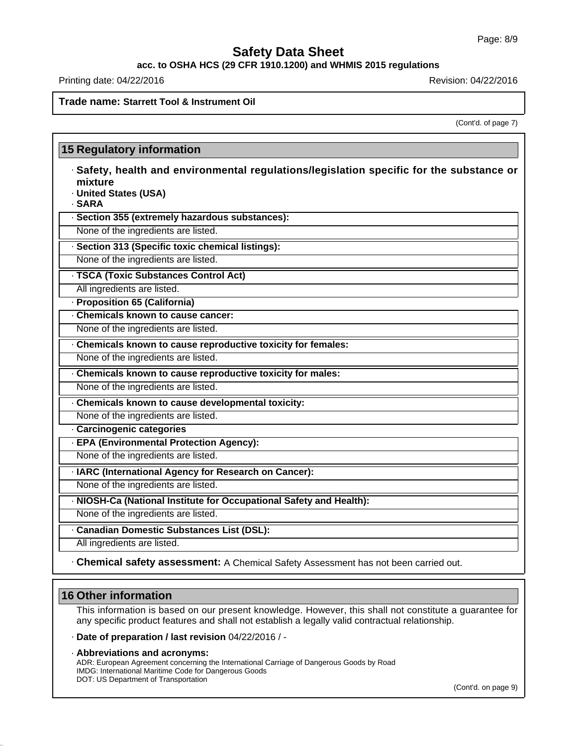**Trade name: Starrett Tool & Instrument Oil**

(Cont'd. of page 7)

## 15 Regulatory information

· **Safety, health and environmental regulations/legislation specific for the substance or mixture**

· **United States (USA)**

· **SARA**

· **Section 355 (extremely hazardous substances):**

None of the ingredients are listed.

· **Section 313 (Specific toxic chemical listings):**

None of the ingredients are listed.

· **TSCA (Toxic Substances Control Act)**

All ingredients are listed.

· **Proposition 65 (California)**

· **Chemicals known to cause cancer:**

None of the ingredients are listed.

· **Chemicals known to cause reproductive toxicity for females:**

None of the ingredients are listed.

· **Chemicals known to cause reproductive toxicity for males:**

None of the ingredients are listed.

· **Chemicals known to cause developmental toxicity:**

None of the ingredients are listed.

· **Carcinogenic categories**

· **EPA (Environmental Protection Agency):**

None of the ingredients are listed.

· **IARC (International Agency for Research on Cancer):**

None of the ingredients are listed.

· **NIOSH-Ca (National Institute for Occupational Safety and Health):**

None of the ingredients are listed.

· **Canadian Domestic Substances List (DSL):**

All ingredients are listed.

· **Chemical safety assessment:** A Chemical Safety Assessment has not been carried out.

## 16 Other information

This information is based on our present knowledge. However, this shall not constitute a guarantee for any specific product features and shall not establish a legally valid contractual relationship.

· **Date of preparation / last revision** 04/22/2016 / -

· **Abbreviations and acronyms:**

ADR: European Agreement concerning the International Carriage of Dangerous Goods by Road
IMDG: International Maritime Code for Dangerous Goods
DOT: US Department of Transportation

(Cont'd. on page 9)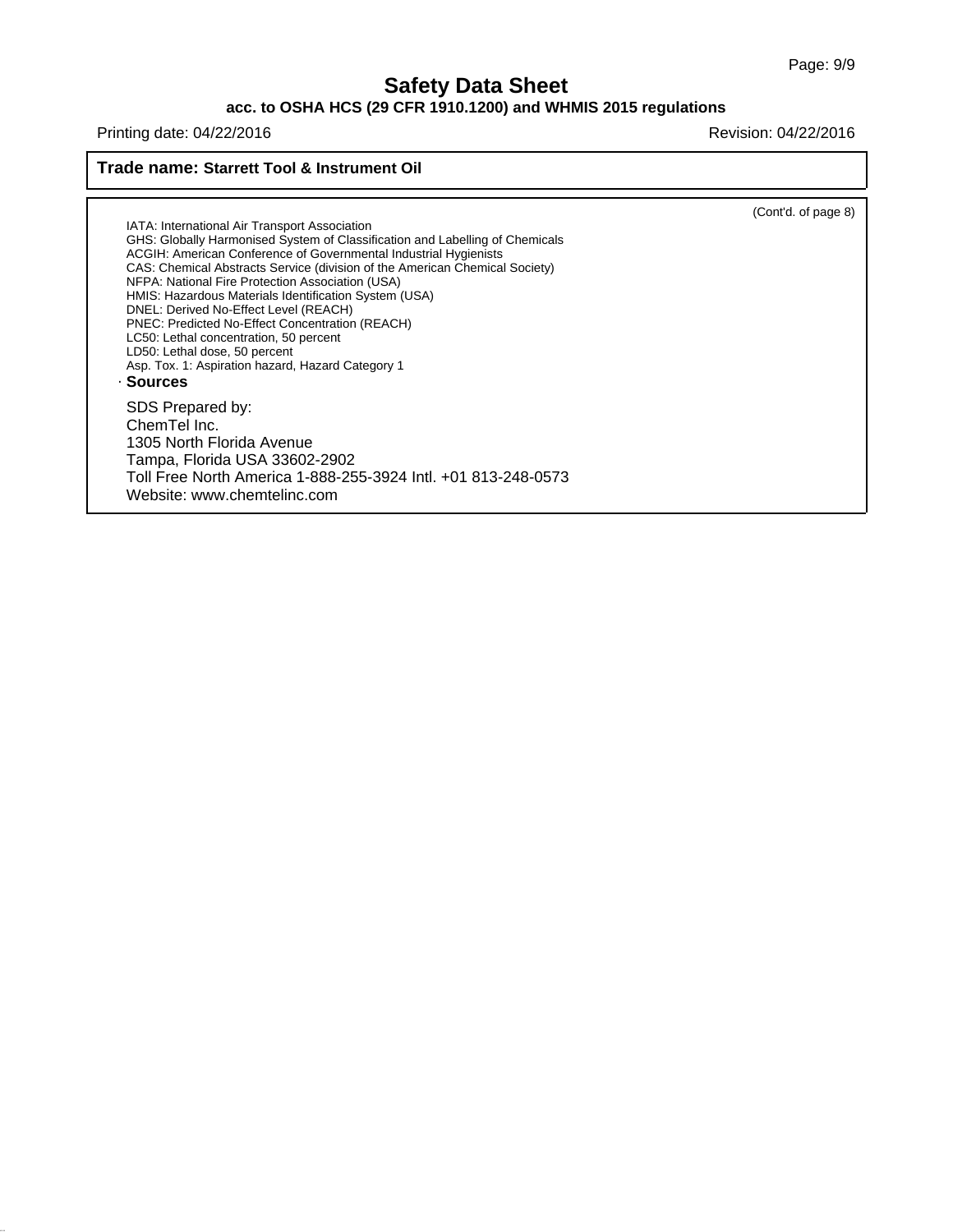Trade name: **Starrett Tool & Instrument Oil**

(Cont'd. of page 8)

IATA: International Air Transport Association
GHS: Globally Harmonised System of Classification and Labelling of Chemicals
ACGIH: American Conference of Governmental Industrial Hygienists
CAS: Chemical Abstracts Service (division of the American Chemical Society)
NFPA: National Fire Protection Association (USA)
HMIS: Hazardous Materials Identification System (USA)
DNEL: Derived No-Effect Level (REACH)
PNEC: Predicted No-Effect Concentration (REACH)
LC50: Lethal concentration, 50 percent
LD50: Lethal dose, 50 percent
Asp. Tox. 1: Aspiration hazard, Hazard Category 1

· **Sources**

SDS Prepared by:
ChemTel Inc.
1305 North Florida Avenue
Tampa, Florida USA 33602-2902
Toll Free North America 1-888-255-3924 Intl. +01 813-248-0573
Website: www.chemtelinc.com